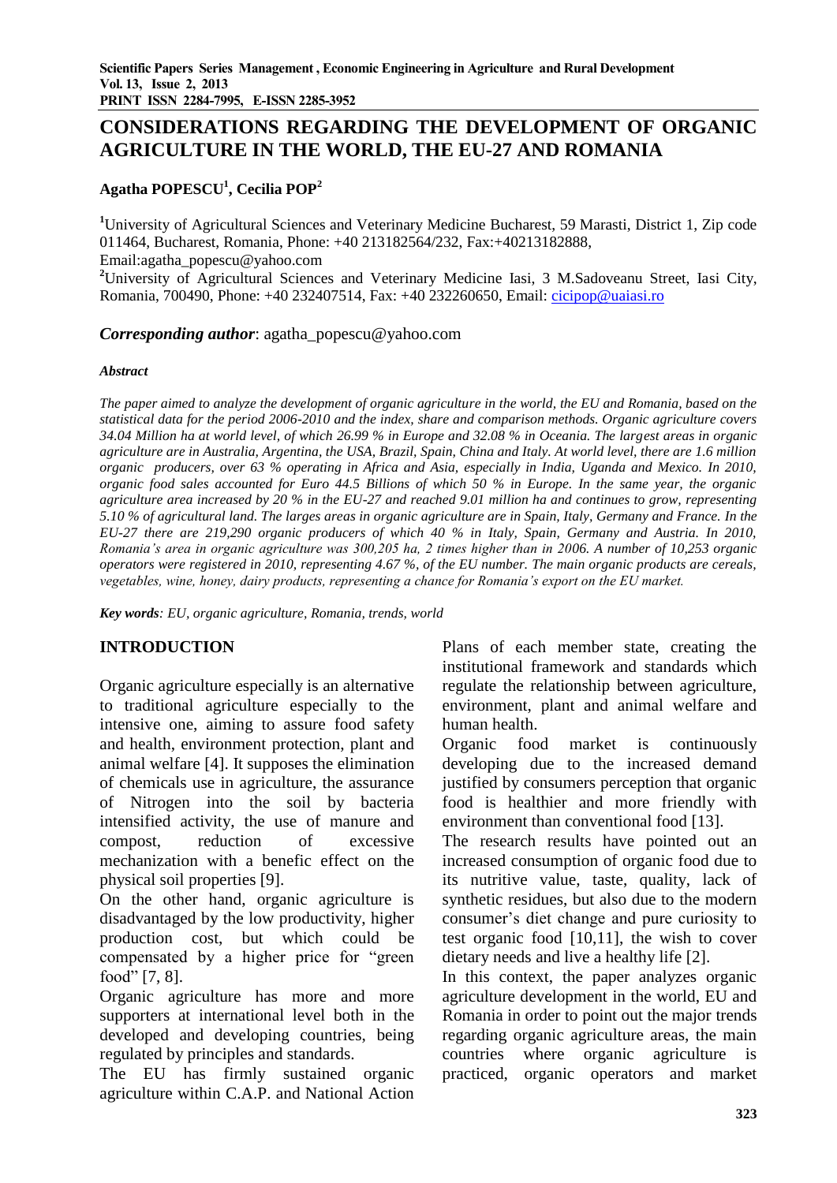# CONSIDERATIONS REGARDING THE DEVELOPMENT OF ORGANIC AGRICULTURE IN THE WORLD, THE EU-27 AND ROMANIA

**Agatha POPESCU[1], Cecilia POP[2]**

[1]University of Agricultural Sciences and Veterinary Medicine Bucharest, 59 Marasti, District 1, Zip code 011464, Bucharest, Romania, Phone: +40 213182564/232, Fax:+40213182888, Email:agatha_popescu@yahoo.com

[2]University of Agricultural Sciences and Veterinary Medicine Iasi, 3 M.Sadoveanu Street, Iasi City, Romania, 700490, Phone: +40 232407514, Fax: +40 232260650, Email: cicipop@uaiasi.ro

***Corresponding author***: agatha_popescu@yahoo.com

***Abstract***

*The paper aimed to analyze the development of organic agriculture in the world, the EU and Romania, based on the statistical data for the period 2006-2010 and the index, share and comparison methods. Organic agriculture covers 34.04 Million ha at world level, of which 26.99 % in Europe and 32.08 % in Oceania. The largest areas in organic agriculture are in Australia, Argentina, the USA, Brazil, Spain, China and Italy. At world level, there are 1.6 million organic producers, over 63 % operating in Africa and Asia, especially in India, Uganda and Mexico. In 2010, organic food sales accounted for Euro 44.5 Billions of which 50 % in Europe. In the same year, the organic agriculture area increased by 20 % in the EU-27 and reached 9.01 million ha and continues to grow, representing 5.10 % of agricultural land. The larges areas in organic agriculture are in Spain, Italy, Germany and France. In the EU-27 there are 219,290 organic producers of which 40 % in Italy, Spain, Germany and Austria. In 2010, Romania's area in organic agriculture was 300,205 ha, 2 times higher than in 2006. A number of 10,253 organic operators were registered in 2010, representing 4.67 %, of the EU number. The main organic products are cereals, vegetables, wine, honey, dairy products, representing a chance for Romania's export on the EU market.*

***Key words****: EU, organic agriculture, Romania, trends, world*

## INTRODUCTION

Organic agriculture especially is an alternative to traditional agriculture especially to the intensive one, aiming to assure food safety and health, environment protection, plant and animal welfare [4]. It supposes the elimination of chemicals use in agriculture, the assurance of Nitrogen into the soil by bacteria intensified activity, the use of manure and compost, reduction of excessive mechanization with a benefic effect on the physical soil properties [9].

On the other hand, organic agriculture is disadvantaged by the low productivity, higher production cost, but which could be compensated by a higher price for "green food" [7, 8].

Organic agriculture has more and more supporters at international level both in the developed and developing countries, being regulated by principles and standards.

The EU has firmly sustained organic agriculture within C.A.P. and National Action Plans of each member state, creating the institutional framework and standards which regulate the relationship between agriculture, environment, plant and animal welfare and human health.

Organic food market is continuously developing due to the increased demand justified by consumers perception that organic food is healthier and more friendly with environment than conventional food [13].

The research results have pointed out an increased consumption of organic food due to its nutritive value, taste, quality, lack of synthetic residues, but also due to the modern consumer's diet change and pure curiosity to test organic food [10,11], the wish to cover dietary needs and live a healthy life [2].

In this context, the paper analyzes organic agriculture development in the world, EU and Romania in order to point out the major trends regarding organic agriculture areas, the main countries where organic agriculture is practiced, organic operators and market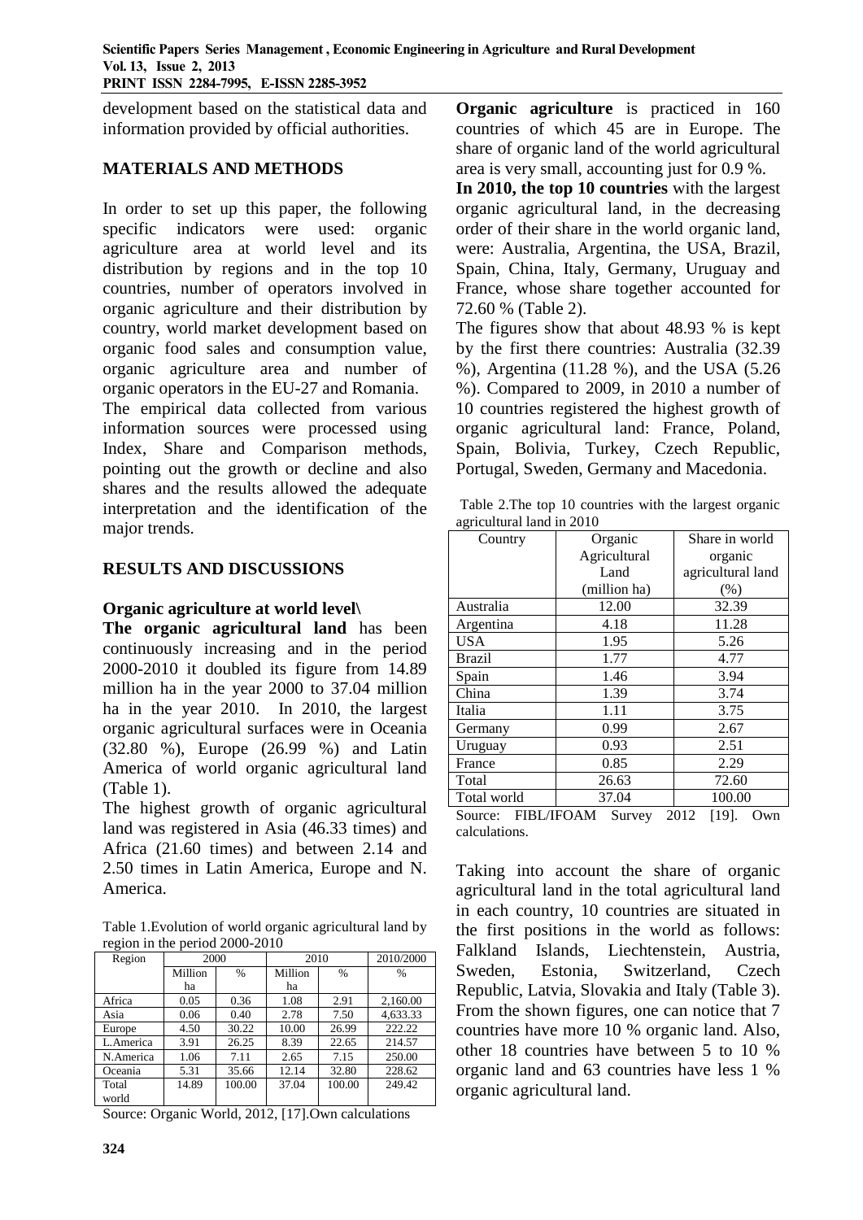development based on the statistical data and information provided by official authorities.

## MATERIALS AND METHODS

In order to set up this paper, the following specific indicators were used: organic agriculture area at world level and its distribution by regions and in the top 10 countries, number of operators involved in organic agriculture and their distribution by country, world market development based on organic food sales and consumption value, organic agriculture area and number of organic operators in the EU-27 and Romania.

The empirical data collected from various information sources were processed using Index, Share and Comparison methods, pointing out the growth or decline and also shares and the results allowed the adequate interpretation and the identification of the major trends.

## RESULTS AND DISCUSSIONS

### Organic agriculture at world level\

**The organic agricultural land** has been continuously increasing and in the period 2000-2010 it doubled its figure from 14.89 million ha in the year 2000 to 37.04 million ha in the year 2010. In 2010, the largest organic agricultural surfaces were in Oceania (32.80 %), Europe (26.99 %) and Latin America of world organic agricultural land (Table 1).

The highest growth of organic agricultural land was registered in Asia (46.33 times) and Africa (21.60 times) and between 2.14 and 2.50 times in Latin America, Europe and N. America.

Table 1.Evolution of world organic agricultural land by region in the period 2000-2010

| Region | 2000 | | 2010 | | 2010/2000 |
|---|---|---|---|---|---|
| | Million ha | % | Million ha | % | % |
| Africa | 0.05 | 0.36 | 1.08 | 2.91 | 2,160.00 |
| Asia | 0.06 | 0.40 | 2.78 | 7.50 | 4,633.33 |
| Europe | 4.50 | 30.22 | 10.00 | 26.99 | 222.22 |
| L.America | 3.91 | 26.25 | 8.39 | 22.65 | 214.57 |
| N.America | 1.06 | 7.11 | 2.65 | 7.15 | 250.00 |
| Oceania | 5.31 | 35.66 | 12.14 | 32.80 | 228.62 |
| Total world | 14.89 | 100.00 | 37.04 | 100.00 | 249.42 |

Source: Organic World, 2012, [17].Own calculations

**Organic agriculture** is practiced in 160 countries of which 45 are in Europe. The share of organic land of the world agricultural area is very small, accounting just for 0.9 %.

**In 2010, the top 10 countries** with the largest organic agricultural land, in the decreasing order of their share in the world organic land, were: Australia, Argentina, the USA, Brazil, Spain, China, Italy, Germany, Uruguay and France, whose share together accounted for 72.60 % (Table 2).

The figures show that about 48.93 % is kept by the first there countries: Australia (32.39 %), Argentina (11.28 %), and the USA (5.26 %). Compared to 2009, in 2010 a number of 10 countries registered the highest growth of organic agricultural land: France, Poland, Spain, Bolivia, Turkey, Czech Republic, Portugal, Sweden, Germany and Macedonia.

Table 2.The top 10 countries with the largest organic agricultural land in 2010

| Country | Organic Agricultural Land (million ha) | Share in world organic agricultural land (%) |
|---|---|---|
| Australia | 12.00 | 32.39 |
| Argentina | 4.18 | 11.28 |
| USA | 1.95 | 5.26 |
| Brazil | 1.77 | 4.77 |
| Spain | 1.46 | 3.94 |
| China | 1.39 | 3.74 |
| Italia | 1.11 | 3.75 |
| Germany | 0.99 | 2.67 |
| Uruguay | 0.93 | 2.51 |
| France | 0.85 | 2.29 |
| Total | 26.63 | 72.60 |
| Total world | 37.04 | 100.00 |

Source: FIBL/IFOAM Survey 2012 [19]. Own calculations.

Taking into account the share of organic agricultural land in the total agricultural land in each country, 10 countries are situated in the first positions in the world as follows: Falkland Islands, Liechtenstein, Austria, Sweden, Estonia, Switzerland, Czech Republic, Latvia, Slovakia and Italy (Table 3). From the shown figures, one can notice that 7 countries have more 10 % organic land. Also, other 18 countries have between 5 to 10 % organic land and 63 countries have less 1 % organic agricultural land.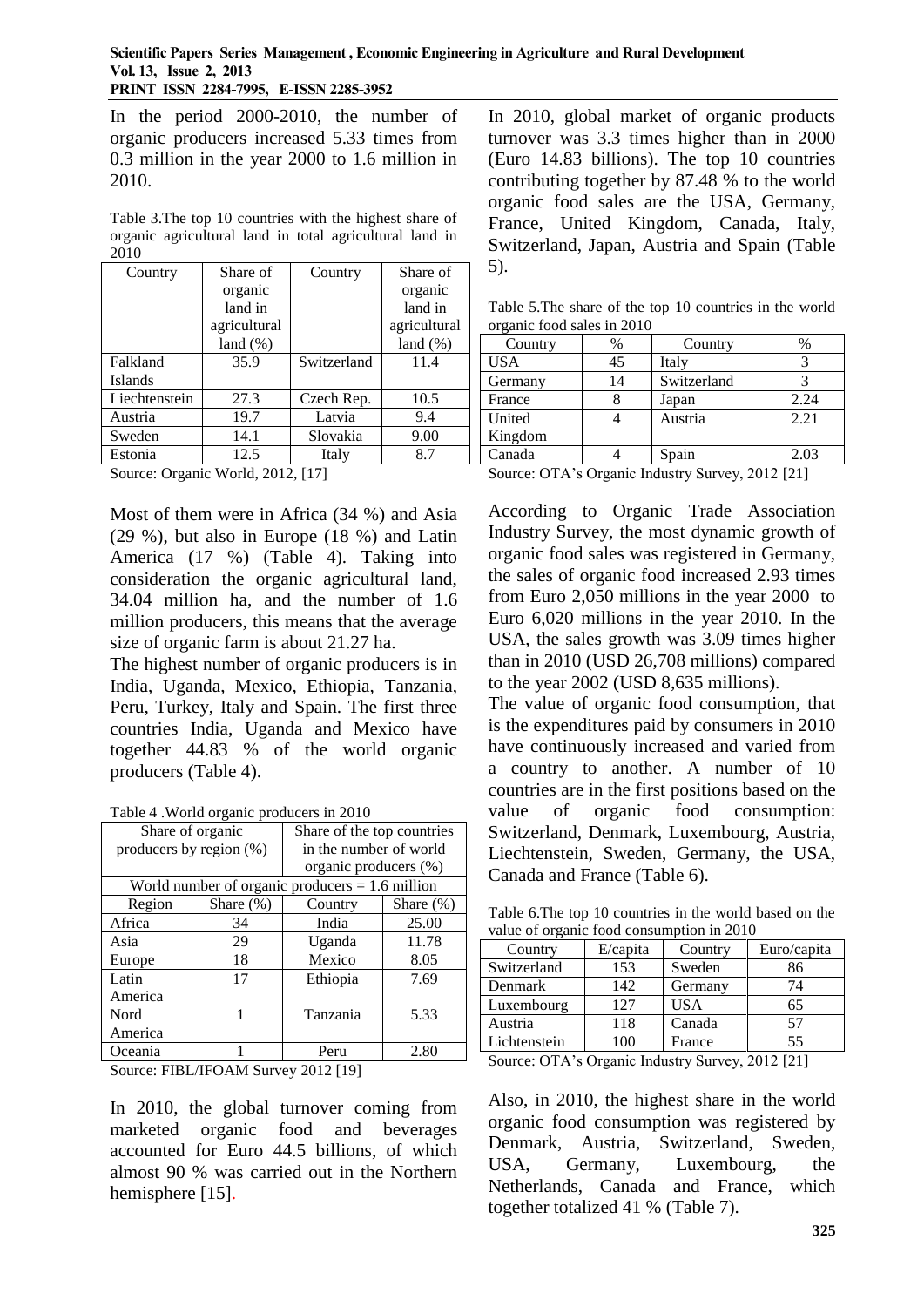In the period 2000-2010, the number of organic producers increased 5.33 times from 0.3 million in the year 2000 to 1.6 million in 2010.

Table 3.The top 10 countries with the highest share of organic agricultural land in total agricultural land in 2010

| Country | Share of organic land in agricultural land (%) | Country | Share of organic land in agricultural land (%) |
|---|---|---|---|
| Falkland Islands | 35.9 | Switzerland | 11.4 |
| Liechtenstein | 27.3 | Czech Rep. | 10.5 |
| Austria | 19.7 | Latvia | 9.4 |
| Sweden | 14.1 | Slovakia | 9.00 |
| Estonia | 12.5 | Italy | 8.7 |

Source: Organic World, 2012, [17]

Most of them were in Africa (34 %) and Asia (29 %), but also in Europe (18 %) and Latin America (17 %) (Table 4). Taking into consideration the organic agricultural land, 34.04 million ha, and the number of 1.6 million producers, this means that the average size of organic farm is about 21.27 ha.

The highest number of organic producers is in India, Uganda, Mexico, Ethiopia, Tanzania, Peru, Turkey, Italy and Spain. The first three countries India, Uganda and Mexico have together 44.83 % of the world organic producers (Table 4).

Table 4 .World organic producers in 2010

| Share of organic producers by region (%) | | Share of the top countries in the number of world organic producers (%) | |
|---|---|---|---|
| World number of organic producers = 1.6 million | | | |
| Region | Share (%) | Country | Share (%) |
| Africa | 34 | India | 25.00 |
| Asia | 29 | Uganda | 11.78 |
| Europe | 18 | Mexico | 8.05 |
| Latin America | 17 | Ethiopia | 7.69 |
| Nord America | 1 | Tanzania | 5.33 |
| Oceania | 1 | Peru | 2.80 |

Source: FIBL/IFOAM Survey 2012 [19]

In 2010, the global turnover coming from marketed organic food and beverages accounted for Euro 44.5 billions, of which almost 90 % was carried out in the Northern hemisphere [15].

In 2010, global market of organic products turnover was 3.3 times higher than in 2000 (Euro 14.83 billions). The top 10 countries contributing together by 87.48 % to the world organic food sales are the USA, Germany, France, United Kingdom, Canada, Italy, Switzerland, Japan, Austria and Spain (Table 5).

Table 5.The share of the top 10 countries in the world organic food sales in 2010

| Country | % | Country | % |
|---|---|---|---|
| USA | 45 | Italy | 3 |
| Germany | 14 | Switzerland | 3 |
| France | 8 | Japan | 2.24 |
| United Kingdom | 4 | Austria | 2.21 |
| Canada | 4 | Spain | 2.03 |

Source: OTA's Organic Industry Survey, 2012 [21]

According to Organic Trade Association Industry Survey, the most dynamic growth of organic food sales was registered in Germany, the sales of organic food increased 2.93 times from Euro 2,050 millions in the year 2000 to Euro 6,020 millions in the year 2010. In the USA, the sales growth was 3.09 times higher than in 2010 (USD 26,708 millions) compared to the year 2002 (USD 8,635 millions).

The value of organic food consumption, that is the expenditures paid by consumers in 2010 have continuously increased and varied from a country to another. A number of 10 countries are in the first positions based on the value of organic food consumption: Switzerland, Denmark, Luxembourg, Austria, Liechtenstein, Sweden, Germany, the USA, Canada and France (Table 6).

Table 6.The top 10 countries in the world based on the value of organic food consumption in 2010

| Country | E/capita | Country | Euro/capita |
|---|---|---|---|
| Switzerland | 153 | Sweden | 86 |
| Denmark | 142 | Germany | 74 |
| Luxembourg | 127 | USA | 65 |
| Austria | 118 | Canada | 57 |
| Lichtenstein | 100 | France | 55 |

Source: OTA's Organic Industry Survey, 2012 [21]

Also, in 2010, the highest share in the world organic food consumption was registered by Denmark, Austria, Switzerland, Sweden, USA, Germany, Luxembourg, the Netherlands, Canada and France, which together totalized 41 % (Table 7).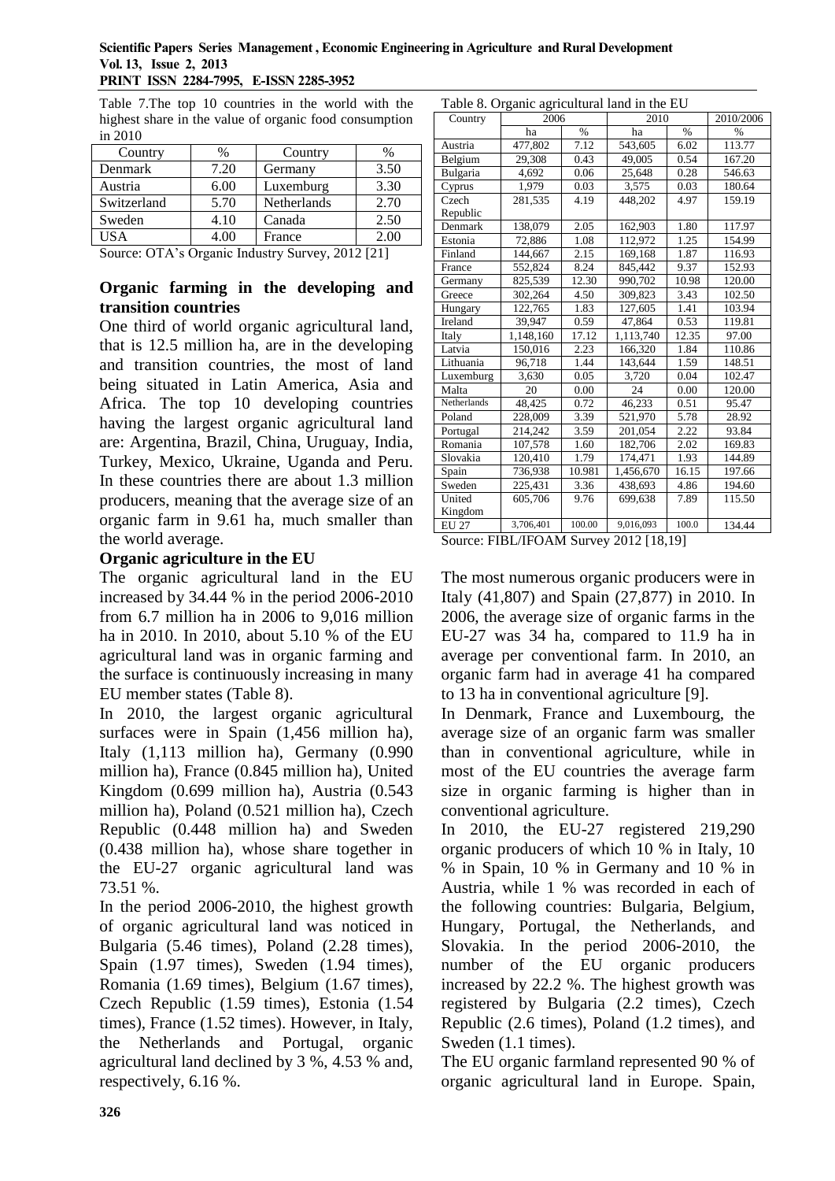Table 7.The top 10 countries in the world with the highest share in the value of organic food consumption in 2010

| Country | % | Country | % |
|---|---|---|---|
| Denmark | 7.20 | Germany | 3.50 |
| Austria | 6.00 | Luxemburg | 3.30 |
| Switzerland | 5.70 | Netherlands | 2.70 |
| Sweden | 4.10 | Canada | 2.50 |
| USA | 4.00 | France | 2.00 |

Source: OTA's Organic Industry Survey, 2012 [21]

## Organic farming in the developing and transition countries

One third of world organic agricultural land, that is 12.5 million ha, are in the developing and transition countries, the most of land being situated in Latin America, Asia and Africa. The top 10 developing countries having the largest organic agricultural land are: Argentina, Brazil, China, Uruguay, India, Turkey, Mexico, Ukraine, Uganda and Peru. In these countries there are about 1.3 million producers, meaning that the average size of an organic farm in 9.61 ha, much smaller than the world average.

## Organic agriculture in the EU

The organic agricultural land in the EU increased by 34.44 % in the period 2006-2010 from 6.7 million ha in 2006 to 9,016 million ha in 2010. In 2010, about 5.10 % of the EU agricultural land was in organic farming and the surface is continuously increasing in many EU member states (Table 8).

In 2010, the largest organic agricultural surfaces were in Spain (1,456 million ha), Italy (1,113 million ha), Germany (0.990 million ha), France (0.845 million ha), United Kingdom (0.699 million ha), Austria (0.543 million ha), Poland (0.521 million ha), Czech Republic (0.448 million ha) and Sweden (0.438 million ha), whose share together in the EU-27 organic agricultural land was 73.51 %.

In the period 2006-2010, the highest growth of organic agricultural land was noticed in Bulgaria (5.46 times), Poland (2.28 times), Spain (1.97 times), Sweden (1.94 times), Romania (1.69 times), Belgium (1.67 times), Czech Republic (1.59 times), Estonia (1.54 times), France (1.52 times). However, in Italy, the Netherlands and Portugal, organic agricultural land declined by 3 %, 4.53 % and, respectively, 6.16 %.

Table 8. Organic agricultural land in the EU

| Country | 2006 | | 2010 | | 2010/2006 |
|---|---|---|---|---|---|
| | ha | % | ha | % | % |
| Austria | 477,802 | 7.12 | 543,605 | 6.02 | 113.77 |
| Belgium | 29,308 | 0.43 | 49,005 | 0.54 | 167.20 |
| Bulgaria | 4,692 | 0.06 | 25,648 | 0.28 | 546.63 |
| Cyprus | 1,979 | 0.03 | 3,575 | 0.03 | 180.64 |
| Czech Republic | 281,535 | 4.19 | 448,202 | 4.97 | 159.19 |
| Denmark | 138,079 | 2.05 | 162,903 | 1.80 | 117.97 |
| Estonia | 72,886 | 1.08 | 112,972 | 1.25 | 154.99 |
| Finland | 144,667 | 2.15 | 169,168 | 1.87 | 116.93 |
| France | 552,824 | 8.24 | 845,442 | 9.37 | 152.93 |
| Germany | 825,539 | 12.30 | 990,702 | 10.98 | 120.00 |
| Greece | 302,264 | 4.50 | 309,823 | 3.43 | 102.50 |
| Hungary | 122,765 | 1.83 | 127,605 | 1.41 | 103.94 |
| Ireland | 39,947 | 0.59 | 47,864 | 0.53 | 119.81 |
| Italy | 1,148,160 | 17.12 | 1,113,740 | 12.35 | 97.00 |
| Latvia | 150,016 | 2.23 | 166,320 | 1.84 | 110.86 |
| Lithuania | 96,718 | 1.44 | 143,644 | 1.59 | 148.51 |
| Luxemburg | 3,630 | 0.05 | 3,720 | 0.04 | 102.47 |
| Malta | 20 | 0.00 | 24 | 0.00 | 120.00 |
| Netherlands | 48,425 | 0.72 | 46,233 | 0.51 | 95.47 |
| Poland | 228,009 | 3.39 | 521,970 | 5.78 | 28.92 |
| Portugal | 214,242 | 3.59 | 201,054 | 2.22 | 93.84 |
| Romania | 107,578 | 1.60 | 182,706 | 2.02 | 169.83 |
| Slovakia | 120,410 | 1.79 | 174,471 | 1.93 | 144.89 |
| Spain | 736,938 | 10.981 | 1,456,670 | 16.15 | 197.66 |
| Sweden | 225,431 | 3.36 | 438,693 | 4.86 | 194.60 |
| United Kingdom | 605,706 | 9.76 | 699,638 | 7.89 | 115.50 |
| EU 27 | 3,706,401 | 100.00 | 9,016,093 | 100.0 | 134.44 |

Source: FIBL/IFOAM Survey 2012 [18,19]

The most numerous organic producers were in Italy (41,807) and Spain (27,877) in 2010. In 2006, the average size of organic farms in the EU-27 was 34 ha, compared to 11.9 ha in average per conventional farm. In 2010, an organic farm had in average 41 ha compared to 13 ha in conventional agriculture [9].

In Denmark, France and Luxembourg, the average size of an organic farm was smaller than in conventional agriculture, while in most of the EU countries the average farm size in organic farming is higher than in conventional agriculture.

In 2010, the EU-27 registered 219,290 organic producers of which 10 % in Italy, 10 % in Spain, 10 % in Germany and 10 % in Austria, while 1 % was recorded in each of the following countries: Bulgaria, Belgium, Hungary, Portugal, the Netherlands, and Slovakia. In the period 2006-2010, the number of the EU organic producers increased by 22.2 %. The highest growth was registered by Bulgaria (2.2 times), Czech Republic (2.6 times), Poland (1.2 times), and Sweden (1.1 times).

The EU organic farmland represented 90 % of organic agricultural land in Europe. Spain,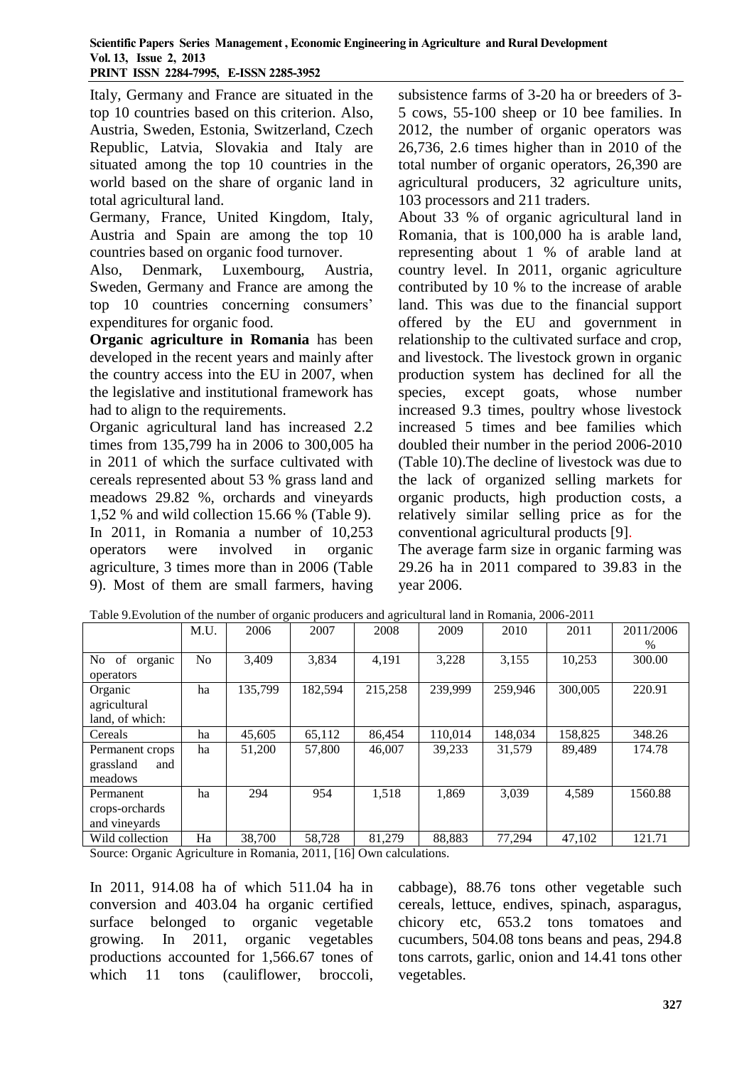Italy, Germany and France are situated in the top 10 countries based on this criterion. Also, Austria, Sweden, Estonia, Switzerland, Czech Republic, Latvia, Slovakia and Italy are situated among the top 10 countries in the world based on the share of organic land in total agricultural land.

Germany, France, United Kingdom, Italy, Austria and Spain are among the top 10 countries based on organic food turnover.

Also, Denmark, Luxembourg, Austria, Sweden, Germany and France are among the top 10 countries concerning consumers' expenditures for organic food.

**Organic agriculture in Romania** has been developed in the recent years and mainly after the country access into the EU in 2007, when the legislative and institutional framework has had to align to the requirements.

Organic agricultural land has increased 2.2 times from 135,799 ha in 2006 to 300,005 ha in 2011 of which the surface cultivated with cereals represented about 53 % grass land and meadows 29.82 %, orchards and vineyards 1,52 % and wild collection 15.66 % (Table 9).

In 2011, in Romania a number of 10,253 operators were involved in organic agriculture, 3 times more than in 2006 (Table 9). Most of them are small farmers, having subsistence farms of 3-20 ha or breeders of 3-5 cows, 55-100 sheep or 10 bee families. In 2012, the number of organic operators was 26,736, 2.6 times higher than in 2010 of the total number of organic operators, 26,390 are agricultural producers, 32 agriculture units, 103 processors and 211 traders.

About 33 % of organic agricultural land in Romania, that is 100,000 ha is arable land, representing about 1 % of arable land at country level. In 2011, organic agriculture contributed by 10 % to the increase of arable land. This was due to the financial support offered by the EU and government in relationship to the cultivated surface and crop, and livestock. The livestock grown in organic production system has declined for all the species, except goats, whose number increased 9.3 times, poultry whose livestock increased 5 times and bee families which doubled their number in the period 2006-2010 (Table 10).The decline of livestock was due to the lack of organized selling markets for organic products, high production costs, a relatively similar selling price as for the conventional agricultural products [9].

The average farm size in organic farming was 29.26 ha in 2011 compared to 39.83 in the year 2006.

Table 9.Evolution of the number of organic producers and agricultural land in Romania, 2006-2011

| | M.U. | 2006 | 2007 | 2008 | 2009 | 2010 | 2011 | 2011/2006 % |
|---|---|---|---|---|---|---|---|---|
| No of organic operators | No | 3,409 | 3,834 | 4,191 | 3,228 | 3,155 | 10,253 | 300.00 |
| Organic agricultural land, of which: | ha | 135,799 | 182,594 | 215,258 | 239,999 | 259,946 | 300,005 | 220.91 |
| Cereals | ha | 45,605 | 65,112 | 86,454 | 110,014 | 148,034 | 158,825 | 348.26 |
| Permanent crops grassland and meadows | ha | 51,200 | 57,800 | 46,007 | 39,233 | 31,579 | 89,489 | 174.78 |
| Permanent crops-orchards and vineyards | ha | 294 | 954 | 1,518 | 1,869 | 3,039 | 4,589 | 1560.88 |
| Wild collection | Ha | 38,700 | 58,728 | 81,279 | 88,883 | 77,294 | 47,102 | 121.71 |

Source: Organic Agriculture in Romania, 2011, [16] Own calculations.

In 2011, 914.08 ha of which 511.04 ha in conversion and 403.04 ha organic certified surface belonged to organic vegetable growing. In 2011, organic vegetables productions accounted for 1,566.67 tones of which 11 tons (cauliflower, broccoli, cabbage), 88.76 tons other vegetable such cereals, lettuce, endives, spinach, asparagus, chicory etc, 653.2 tons tomatoes and cucumbers, 504.08 tons beans and peas, 294.8 tons carrots, garlic, onion and 14.41 tons other vegetables.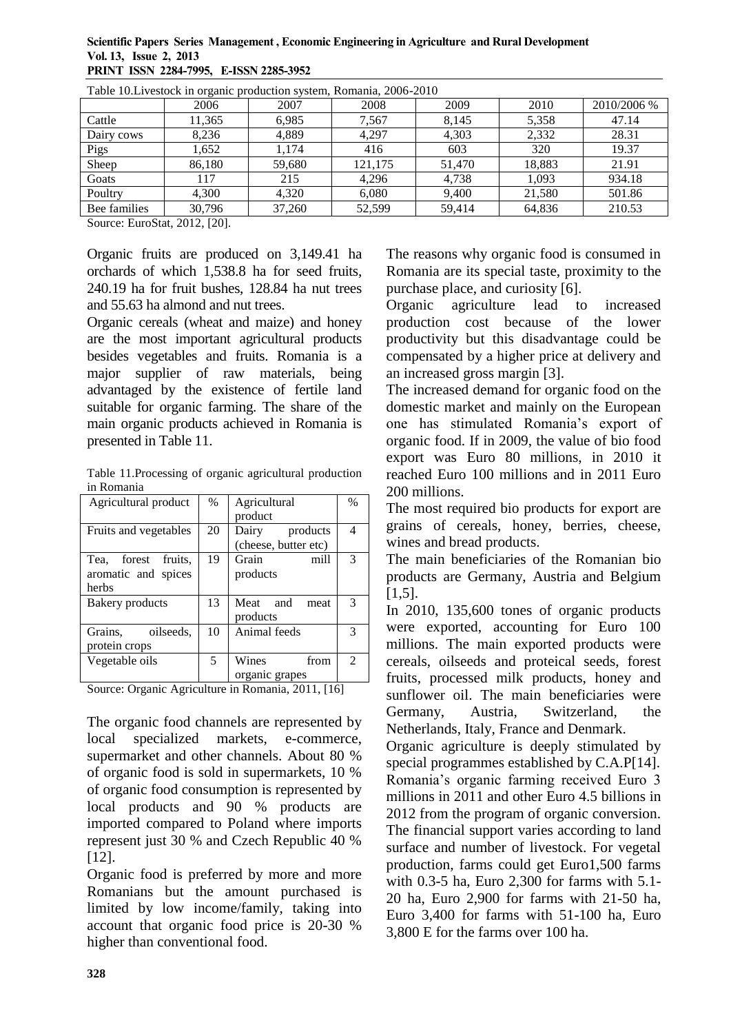Table 10.Livestock in organic production system, Romania, 2006-2010

| | 2006 | 2007 | 2008 | 2009 | 2010 | 2010/2006 % |
|---|---|---|---|---|---|---|
| Cattle | 11,365 | 6,985 | 7,567 | 8,145 | 5,358 | 47.14 |
| Dairy cows | 8,236 | 4,889 | 4,297 | 4,303 | 2,332 | 28.31 |
| Pigs | 1,652 | 1,174 | 416 | 603 | 320 | 19.37 |
| Sheep | 86,180 | 59,680 | 121,175 | 51,470 | 18,883 | 21.91 |
| Goats | 117 | 215 | 4,296 | 4,738 | 1,093 | 934.18 |
| Poultry | 4,300 | 4,320 | 6,080 | 9,400 | 21,580 | 501.86 |
| Bee families | 30,796 | 37,260 | 52,599 | 59,414 | 64,836 | 210.53 |

Source: EuroStat, 2012, [20].

Organic fruits are produced on 3,149.41 ha orchards of which 1,538.8 ha for seed fruits, 240.19 ha for fruit bushes, 128.84 ha nut trees and 55.63 ha almond and nut trees.

Organic cereals (wheat and maize) and honey are the most important agricultural products besides vegetables and fruits. Romania is a major supplier of raw materials, being advantaged by the existence of fertile land suitable for organic farming. The share of the main organic products achieved in Romania is presented in Table 11.

Table 11.Processing of organic agricultural production in Romania

| Agricultural product | % | Agricultural product | % |
|---|---|---|---|
| Fruits and vegetables | 20 | Dairy products (cheese, butter etc) | 4 |
| Tea, forest fruits, aromatic and spices herbs | 19 | Grain mill products | 3 |
| Bakery products | 13 | Meat and meat products | 3 |
| Grains, oilseeds, protein crops | 10 | Animal feeds | 3 |
| Vegetable oils | 5 | Wines from organic grapes | 2 |

Source: Organic Agriculture in Romania, 2011, [16]

The organic food channels are represented by local specialized markets, e-commerce, supermarket and other channels. About 80 % of organic food is sold in supermarkets, 10 % of organic food consumption is represented by local products and 90 % products are imported compared to Poland where imports represent just 30 % and Czech Republic 40 % [12].

Organic food is preferred by more and more Romanians but the amount purchased is limited by low income/family, taking into account that organic food price is 20-30 % higher than conventional food.

The reasons why organic food is consumed in Romania are its special taste, proximity to the purchase place, and curiosity [6].

Organic agriculture lead to increased production cost because of the lower productivity but this disadvantage could be compensated by a higher price at delivery and an increased gross margin [3].

The increased demand for organic food on the domestic market and mainly on the European one has stimulated Romania's export of organic food. If in 2009, the value of bio food export was Euro 80 millions, in 2010 it reached Euro 100 millions and in 2011 Euro 200 millions.

The most required bio products for export are grains of cereals, honey, berries, cheese, wines and bread products.

The main beneficiaries of the Romanian bio products are Germany, Austria and Belgium [1,5].

In 2010, 135,600 tones of organic products were exported, accounting for Euro 100 millions. The main exported products were cereals, oilseeds and proteical seeds, forest fruits, processed milk products, honey and sunflower oil. The main beneficiaries were Germany, Austria, Switzerland, the Netherlands, Italy, France and Denmark.

Organic agriculture is deeply stimulated by special programmes established by C.A.P[14]. Romania's organic farming received Euro 3 millions in 2011 and other Euro 4.5 billions in 2012 from the program of organic conversion. The financial support varies according to land surface and number of livestock. For vegetal production, farms could get Euro1,500 farms with 0.3-5 ha, Euro 2,300 for farms with 5.1-20 ha, Euro 2,900 for farms with 21-50 ha, Euro 3,400 for farms with 51-100 ha, Euro 3,800 E for the farms over 100 ha.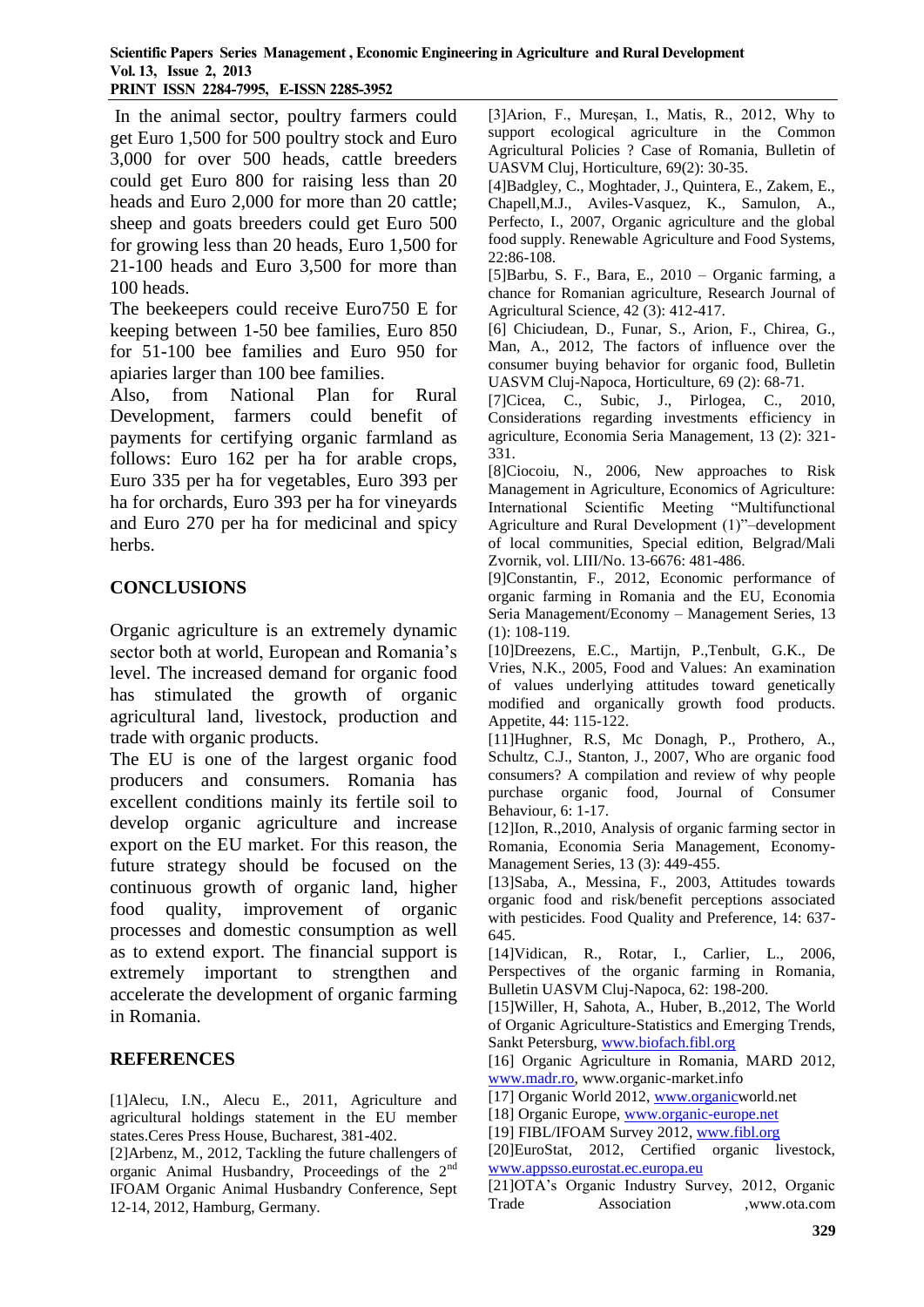In the animal sector, poultry farmers could get Euro 1,500 for 500 poultry stock and Euro 3,000 for over 500 heads, cattle breeders could get Euro 800 for raising less than 20 heads and Euro 2,000 for more than 20 cattle; sheep and goats breeders could get Euro 500 for growing less than 20 heads, Euro 1,500 for 21-100 heads and Euro 3,500 for more than 100 heads.

The beekeepers could receive Euro750 E for keeping between 1-50 bee families, Euro 850 for 51-100 bee families and Euro 950 for apiaries larger than 100 bee families.

Also, from National Plan for Rural Development, farmers could benefit of payments for certifying organic farmland as follows: Euro 162 per ha for arable crops, Euro 335 per ha for vegetables, Euro 393 per ha for orchards, Euro 393 per ha for vineyards and Euro 270 per ha for medicinal and spicy herbs.

## CONCLUSIONS

Organic agriculture is an extremely dynamic sector both at world, European and Romania's level. The increased demand for organic food has stimulated the growth of organic agricultural land, livestock, production and trade with organic products.

The EU is one of the largest organic food producers and consumers. Romania has excellent conditions mainly its fertile soil to develop organic agriculture and increase export on the EU market. For this reason, the future strategy should be focused on the continuous growth of organic land, higher food quality, improvement of organic processes and domestic consumption as well as to extend export. The financial support is extremely important to strengthen and accelerate the development of organic farming in Romania.

## REFERENCES

[1]Alecu, I.N., Alecu E., 2011, Agriculture and agricultural holdings statement in the EU member states.Ceres Press House, Bucharest, 381-402.

[2]Arbenz, M., 2012, Tackling the future challengers of organic Animal Husbandry, Proceedings of the 2nd IFOAM Organic Animal Husbandry Conference, Sept 12-14, 2012, Hamburg, Germany.

[3]Arion, F., Mureşan, I., Matis, R., 2012, Why to support ecological agriculture in the Common Agricultural Policies ? Case of Romania, Bulletin of UASVM Cluj, Horticulture, 69(2): 30-35.

[4]Badgley, C., Moghtader, J., Quintera, E., Zakem, E., Chapell,M.J., Aviles-Vasquez, K., Samulon, A., Perfecto, I., 2007, Organic agriculture and the global food supply. Renewable Agriculture and Food Systems, 22:86-108.

[5]Barbu, S. F., Bara, E., 2010 – Organic farming, a chance for Romanian agriculture, Research Journal of Agricultural Science, 42 (3): 412-417.

[6] Chiciudean, D., Funar, S., Arion, F., Chirea, G., Man, A., 2012, The factors of influence over the consumer buying behavior for organic food, Bulletin UASVM Cluj-Napoca, Horticulture, 69 (2): 68-71.

[7]Cicea, C., Subic, J., Pirlogea, C., 2010, Considerations regarding investments efficiency in agriculture, Economia Seria Management, 13 (2): 321-331.

[8]Ciocoiu, N., 2006, New approaches to Risk Management in Agriculture, Economics of Agriculture: International Scientific Meeting "Multifunctional Agriculture and Rural Development (1)"–development of local communities, Special edition, Belgrad/Mali Zvornik, vol. LIII/No. 13-6676: 481-486.

[9]Constantin, F., 2012, Economic performance of organic farming in Romania and the EU, Economia Seria Management/Economy – Management Series, 13 (1): 108-119.

[10]Dreezens, E.C., Martijn, P.,Tenbult, G.K., De Vries, N.K., 2005, Food and Values: An examination of values underlying attitudes toward genetically modified and organically growth food products. Appetite, 44: 115-122.

[11]Hughner, R.S, Mc Donagh, P., Prothero, A., Schultz, C.J., Stanton, J., 2007, Who are organic food consumers? A compilation and review of why people purchase organic food, Journal of Consumer Behaviour, 6: 1-17.

[12]Ion, R.,2010, Analysis of organic farming sector in Romania, Economia Seria Management, Economy-Management Series, 13 (3): 449-455.

[13]Saba, A., Messina, F., 2003, Attitudes towards organic food and risk/benefit perceptions associated with pesticides. Food Quality and Preference, 14: 637-645.

[14]Vidican, R., Rotar, I., Carlier, L., 2006, Perspectives of the organic farming in Romania, Bulletin UASVM Cluj-Napoca, 62: 198-200.

[15]Willer, H, Sahota, A., Huber, B.,2012, The World of Organic Agriculture-Statistics and Emerging Trends, Sankt Petersburg, www.biofach.fibl.org

[16] Organic Agriculture in Romania, MARD 2012, www.madr.ro, www.organic-market.info

[17] Organic World 2012, www.organicworld.net

[18] Organic Europe, www.organic-europe.net

[19] FIBL/IFOAM Survey 2012, www.fibl.org

[20]EuroStat, 2012, Certified organic livestock, www.appsso.eurostat.ec.europa.eu

[21]OTA's Organic Industry Survey, 2012, Organic Trade Association ,www.ota.com